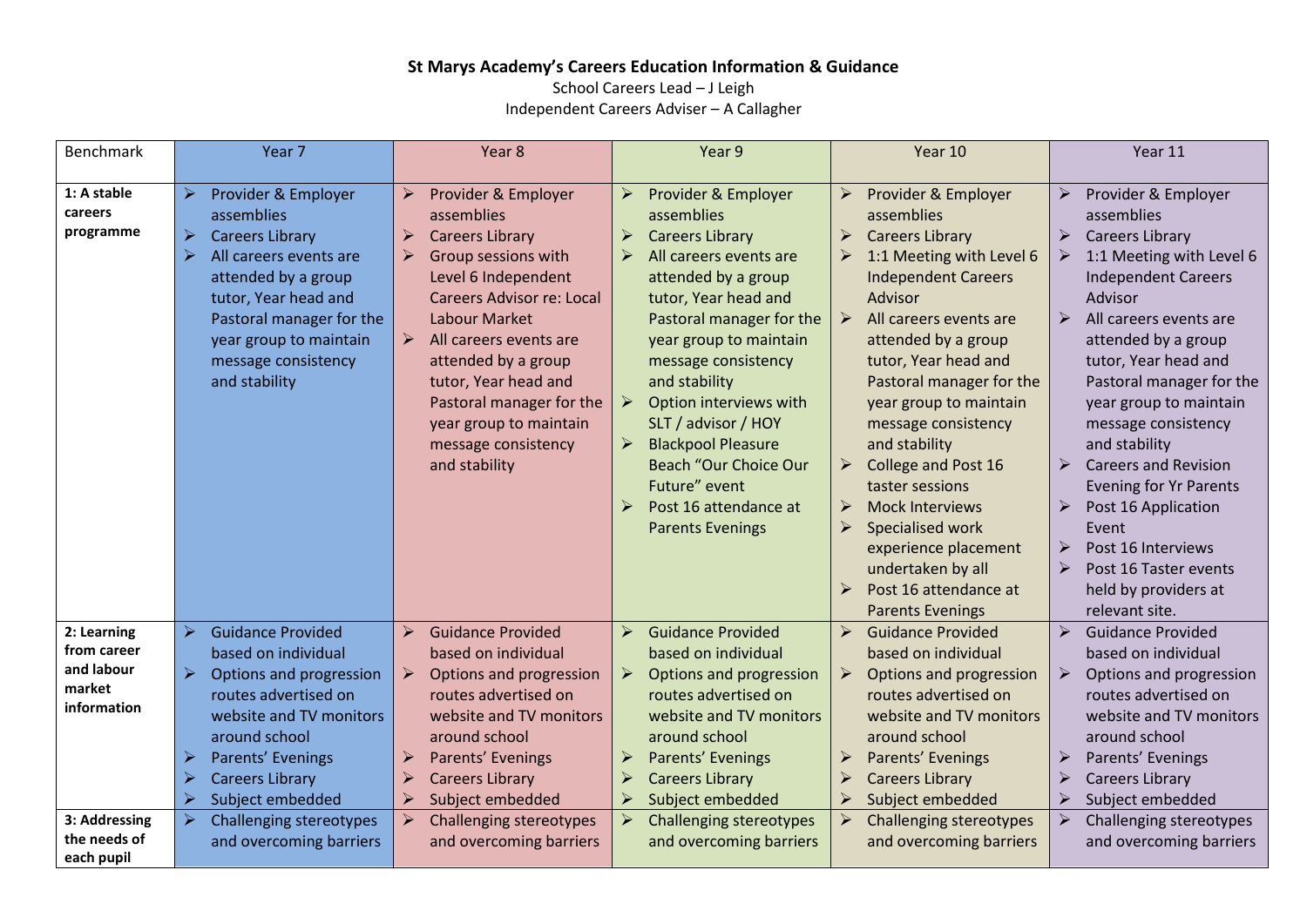# St Marys Academy's Careers Education Information & Guidance

School Careers Lead – J Leigh
Independent Careers Adviser – A Callagher

| Benchmark | Year 7 | Year 8 | Year 9 | Year 10 | Year 11 |
|---|---|---|---|---|---|
| **1: A stable careers programme** | ➢ Provider & Employer assemblies<br>➢ Careers Library<br>➢ All careers events are attended by a group tutor, Year head and Pastoral manager for the year group to maintain message consistency and stability | ➢ Provider & Employer assemblies<br>➢ Careers Library<br>➢ Group sessions with Level 6 Independent Careers Advisor re: Local Labour Market<br>➢ All careers events are attended by a group tutor, Year head and Pastoral manager for the year group to maintain message consistency and stability | ➢ Provider & Employer assemblies<br>➢ Careers Library<br>➢ All careers events are attended by a group tutor, Year head and Pastoral manager for the year group to maintain message consistency and stability<br>➢ Option interviews with SLT / advisor / HOY<br>➢ Blackpool Pleasure Beach "Our Choice Our Future" event<br>➢ Post 16 attendance at Parents Evenings | ➢ Provider & Employer assemblies<br>➢ Careers Library<br>➢ 1:1 Meeting with Level 6 Independent Careers Advisor<br>➢ All careers events are attended by a group tutor, Year head and Pastoral manager for the year group to maintain message consistency and stability<br>➢ College and Post 16 taster sessions<br>➢ Mock Interviews<br>➢ Specialised work experience placement undertaken by all<br>➢ Post 16 attendance at Parents Evenings | ➢ Provider & Employer assemblies<br>➢ Careers Library<br>➢ 1:1 Meeting with Level 6 Independent Careers Advisor<br>➢ All careers events are attended by a group tutor, Year head and Pastoral manager for the year group to maintain message consistency and stability<br>➢ Careers and Revision Evening for Yr Parents<br>➢ Post 16 Application Event<br>➢ Post 16 Interviews<br>➢ Post 16 Taster events held by providers at relevant site. |
| **2: Learning from career and labour market information** | ➢ Guidance Provided based on individual<br>➢ Options and progression routes advertised on website and TV monitors around school<br>➢ Parents' Evenings<br>➢ Careers Library<br>➢ Subject embedded | ➢ Guidance Provided based on individual<br>➢ Options and progression routes advertised on website and TV monitors around school<br>➢ Parents' Evenings<br>➢ Careers Library<br>➢ Subject embedded | ➢ Guidance Provided based on individual<br>➢ Options and progression routes advertised on website and TV monitors around school<br>➢ Parents' Evenings<br>➢ Careers Library<br>➢ Subject embedded | ➢ Guidance Provided based on individual<br>➢ Options and progression routes advertised on website and TV monitors around school<br>➢ Parents' Evenings<br>➢ Careers Library<br>➢ Subject embedded | ➢ Guidance Provided based on individual<br>➢ Options and progression routes advertised on website and TV monitors around school<br>➢ Parents' Evenings<br>➢ Careers Library<br>➢ Subject embedded |
| **3: Addressing the needs of each pupil** | ➢ Challenging stereotypes and overcoming barriers | ➢ Challenging stereotypes and overcoming barriers | ➢ Challenging stereotypes and overcoming barriers | ➢ Challenging stereotypes and overcoming barriers | ➢ Challenging stereotypes and overcoming barriers |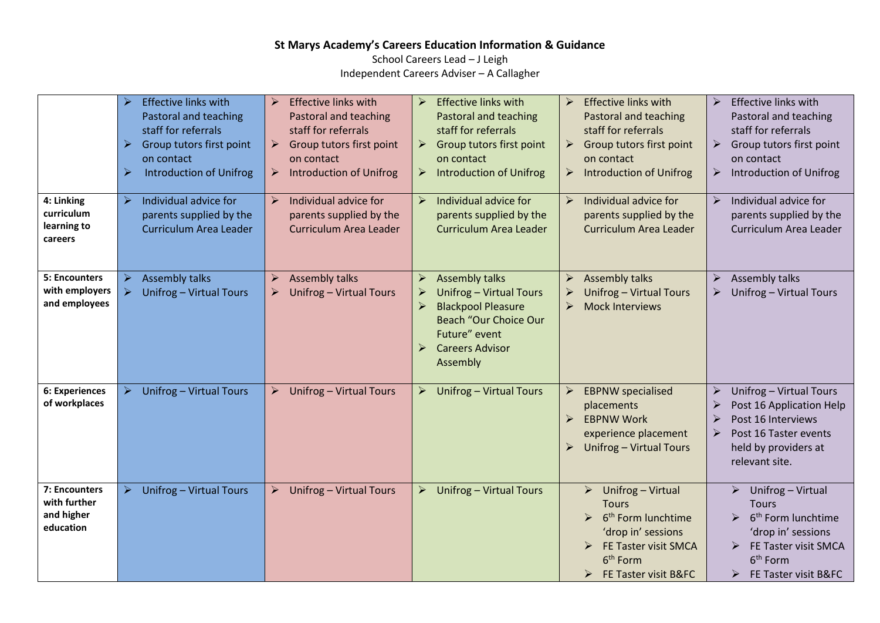**St Marys Academy's Careers Education Information & Guidance**

School Careers Lead – J Leigh

Independent Careers Adviser – A Callagher

| | | | | | |
|---|---|---|---|---|---|
| | ➢ Effective links with Pastoral and teaching staff for referrals<br>➢ Group tutors first point on contact<br>➢ Introduction of Unifrog | ➢ Effective links with Pastoral and teaching staff for referrals<br>➢ Group tutors first point on contact<br>➢ Introduction of Unifrog | ➢ Effective links with Pastoral and teaching staff for referrals<br>➢ Group tutors first point on contact<br>➢ Introduction of Unifrog | ➢ Effective links with Pastoral and teaching staff for referrals<br>➢ Group tutors first point on contact<br>➢ Introduction of Unifrog | ➢ Effective links with Pastoral and teaching staff for referrals<br>➢ Group tutors first point on contact<br>➢ Introduction of Unifrog |
| **4: Linking curriculum learning to careers** | ➢ Individual advice for parents supplied by the Curriculum Area Leader | ➢ Individual advice for parents supplied by the Curriculum Area Leader | ➢ Individual advice for parents supplied by the Curriculum Area Leader | ➢ Individual advice for parents supplied by the Curriculum Area Leader | ➢ Individual advice for parents supplied by the Curriculum Area Leader |
| **5: Encounters with employers and employees** | ➢ Assembly talks<br>➢ Unifrog – Virtual Tours | ➢ Assembly talks<br>➢ Unifrog – Virtual Tours | ➢ Assembly talks<br>➢ Unifrog – Virtual Tours<br>➢ Blackpool Pleasure Beach "Our Choice Our Future" event<br>➢ Careers Advisor Assembly | ➢ Assembly talks<br>➢ Unifrog – Virtual Tours<br>➢ Mock Interviews | ➢ Assembly talks<br>➢ Unifrog – Virtual Tours |
| **6: Experiences of workplaces** | ➢ Unifrog – Virtual Tours | ➢ Unifrog – Virtual Tours | ➢ Unifrog – Virtual Tours | ➢ EBPNW specialised placements<br>➢ EBPNW Work experience placement<br>➢ Unifrog – Virtual Tours | ➢ Unifrog – Virtual Tours<br>➢ Post 16 Application Help<br>➢ Post 16 Interviews<br>➢ Post 16 Taster events held by providers at relevant site. |
| **7: Encounters with further and higher education** | ➢ Unifrog – Virtual Tours | ➢ Unifrog – Virtual Tours | ➢ Unifrog – Virtual Tours | ➢ Unifrog – Virtual Tours<br>➢ 6th Form lunchtime 'drop in' sessions<br>➢ FE Taster visit SMCA 6th Form<br>➢ FE Taster visit B&FC | ➢ Unifrog – Virtual Tours<br>➢ 6th Form lunchtime 'drop in' sessions<br>➢ FE Taster visit SMCA 6th Form<br>➢ FE Taster visit B&FC |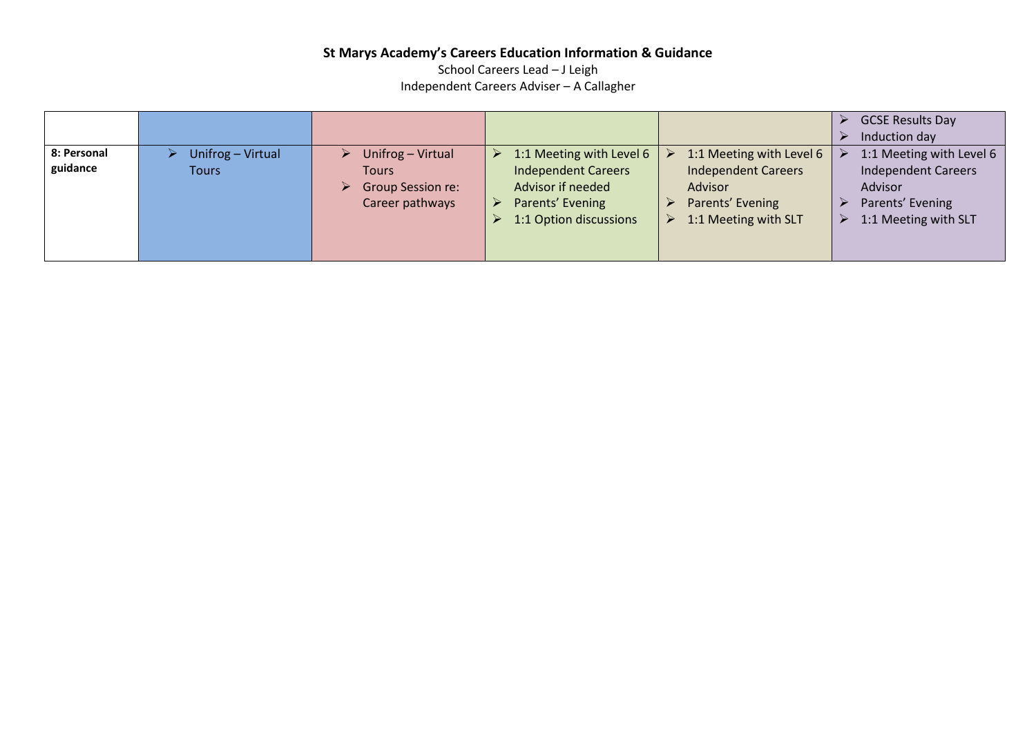**St Marys Academy's Careers Education Information & Guidance**

School Careers Lead – J Leigh

Independent Careers Adviser – A Callagher

| | | | | | |
|---|---|---|---|---|---|
| | | | | | ➢ GCSE Results Day<br>➢ Induction day |
| **8: Personal guidance** | ➢ Unifrog – Virtual Tours | ➢ Unifrog – Virtual Tours<br>➢ Group Session re: Career pathways | ➢ 1:1 Meeting with Level 6 Independent Careers Advisor if needed<br>➢ Parents' Evening<br>➢ 1:1 Option discussions | ➢ 1:1 Meeting with Level 6 Independent Careers Advisor<br>➢ Parents' Evening<br>➢ 1:1 Meeting with SLT | ➢ 1:1 Meeting with Level 6 Independent Careers Advisor<br>➢ Parents' Evening<br>➢ 1:1 Meeting with SLT |